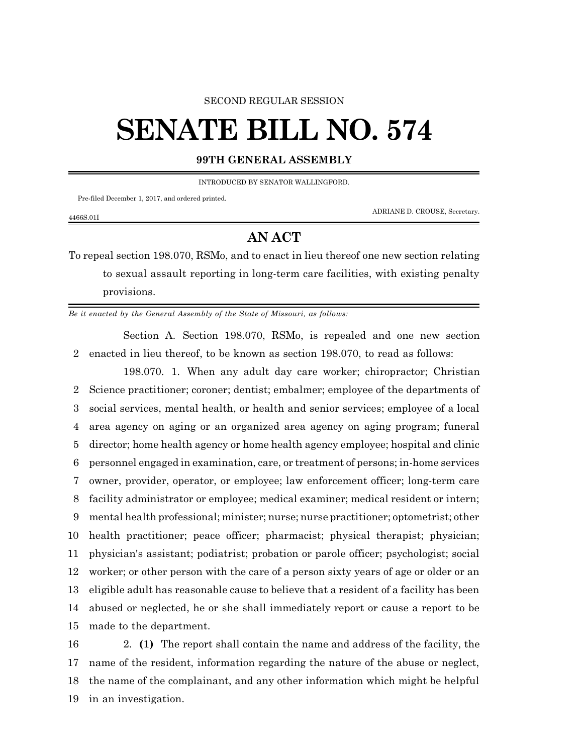SECOND REGULAR SESSION

# SENATE BILL NO. 574

**99TH GENERAL ASSEMBLY**

INTRODUCED BY SENATOR WALLINGFORD.

Pre-filed December 1, 2017, and ordered printed.

ADRIANE D. CROUSE, Secretary.

4466S.01I

## AN ACT

To repeal section 198.070, RSMo, and to enact in lieu thereof one new section relating to sexual assault reporting in long-term care facilities, with existing penalty provisions.

*Be it enacted by the General Assembly of the State of Missouri, as follows:*

Section A. Section 198.070, RSMo, is repealed and one new section enacted in lieu thereof, to be known as section 198.070, to read as follows:

198.070. 1. When any adult day care worker; chiropractor; Christian Science practitioner; coroner; dentist; embalmer; employee of the departments of social services, mental health, or health and senior services; employee of a local area agency on aging or an organized area agency on aging program; funeral director; home health agency or home health agency employee; hospital and clinic personnel engaged in examination, care, or treatment of persons; in-home services owner, provider, operator, or employee; law enforcement officer; long-term care facility administrator or employee; medical examiner; medical resident or intern; mental health professional; minister; nurse; nurse practitioner; optometrist; other health practitioner; peace officer; pharmacist; physical therapist; physician; physician's assistant; podiatrist; probation or parole officer; psychologist; social worker; or other person with the care of a person sixty years of age or older or an eligible adult has reasonable cause to believe that a resident of a facility has been abused or neglected, he or she shall immediately report or cause a report to be made to the department.

2. **(1)** The report shall contain the name and address of the facility, the name of the resident, information regarding the nature of the abuse or neglect, the name of the complainant, and any other information which might be helpful in an investigation.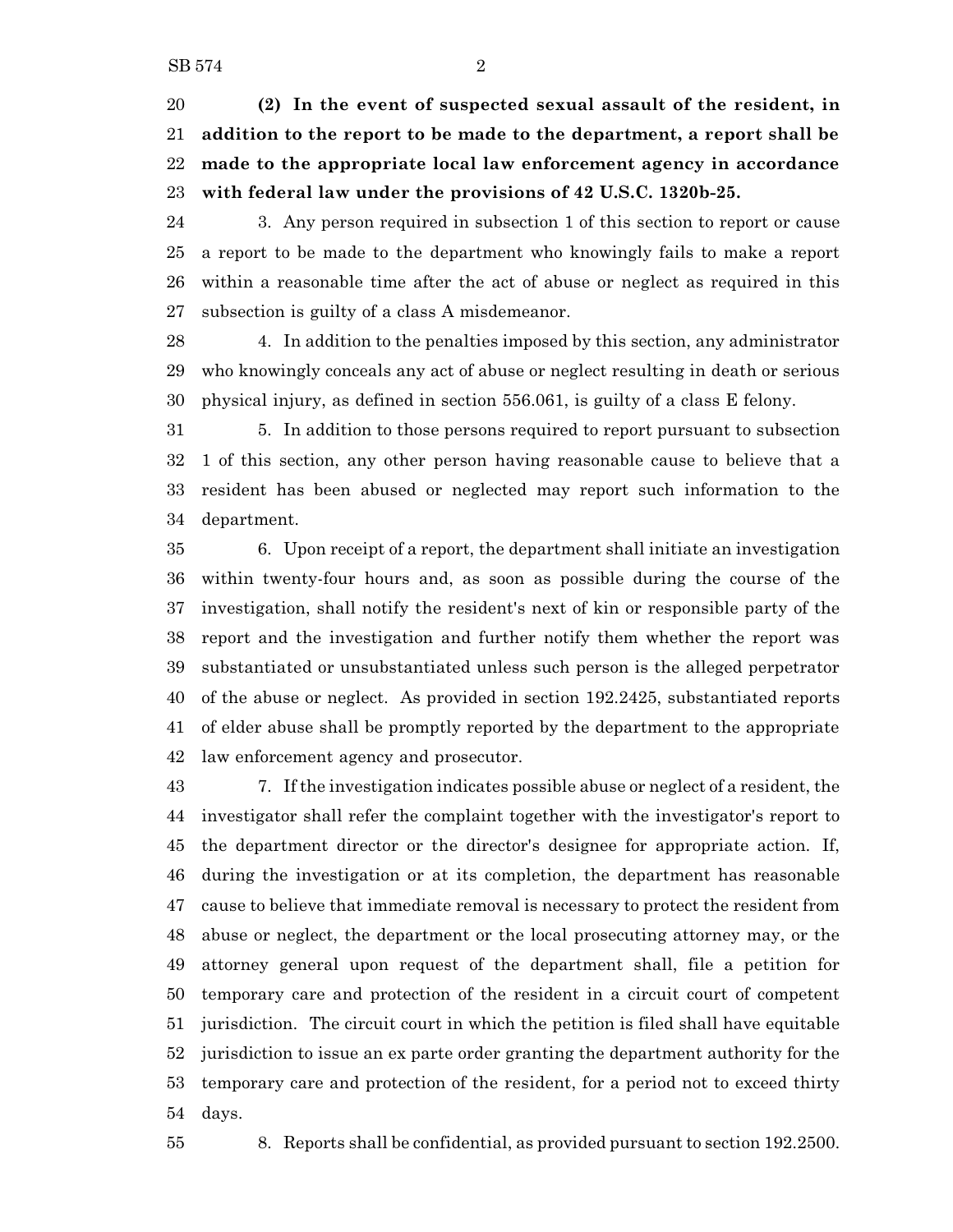**(2) In the event of suspected sexual assault of the resident, in addition to the report to be made to the department, a report shall be made to the appropriate local law enforcement agency in accordance with federal law under the provisions of 42 U.S.C. 1320b-25.**

3. Any person required in subsection 1 of this section to report or cause a report to be made to the department who knowingly fails to make a report within a reasonable time after the act of abuse or neglect as required in this subsection is guilty of a class A misdemeanor.

4. In addition to the penalties imposed by this section, any administrator who knowingly conceals any act of abuse or neglect resulting in death or serious physical injury, as defined in section 556.061, is guilty of a class E felony.

5. In addition to those persons required to report pursuant to subsection 1 of this section, any other person having reasonable cause to believe that a resident has been abused or neglected may report such information to the department.

6. Upon receipt of a report, the department shall initiate an investigation within twenty-four hours and, as soon as possible during the course of the investigation, shall notify the resident's next of kin or responsible party of the report and the investigation and further notify them whether the report was substantiated or unsubstantiated unless such person is the alleged perpetrator of the abuse or neglect. As provided in section 192.2425, substantiated reports of elder abuse shall be promptly reported by the department to the appropriate law enforcement agency and prosecutor.

7. If the investigation indicates possible abuse or neglect of a resident, the investigator shall refer the complaint together with the investigator's report to the department director or the director's designee for appropriate action. If, during the investigation or at its completion, the department has reasonable cause to believe that immediate removal is necessary to protect the resident from abuse or neglect, the department or the local prosecuting attorney may, or the attorney general upon request of the department shall, file a petition for temporary care and protection of the resident in a circuit court of competent jurisdiction. The circuit court in which the petition is filed shall have equitable jurisdiction to issue an ex parte order granting the department authority for the temporary care and protection of the resident, for a period not to exceed thirty days.

8. Reports shall be confidential, as provided pursuant to section 192.2500.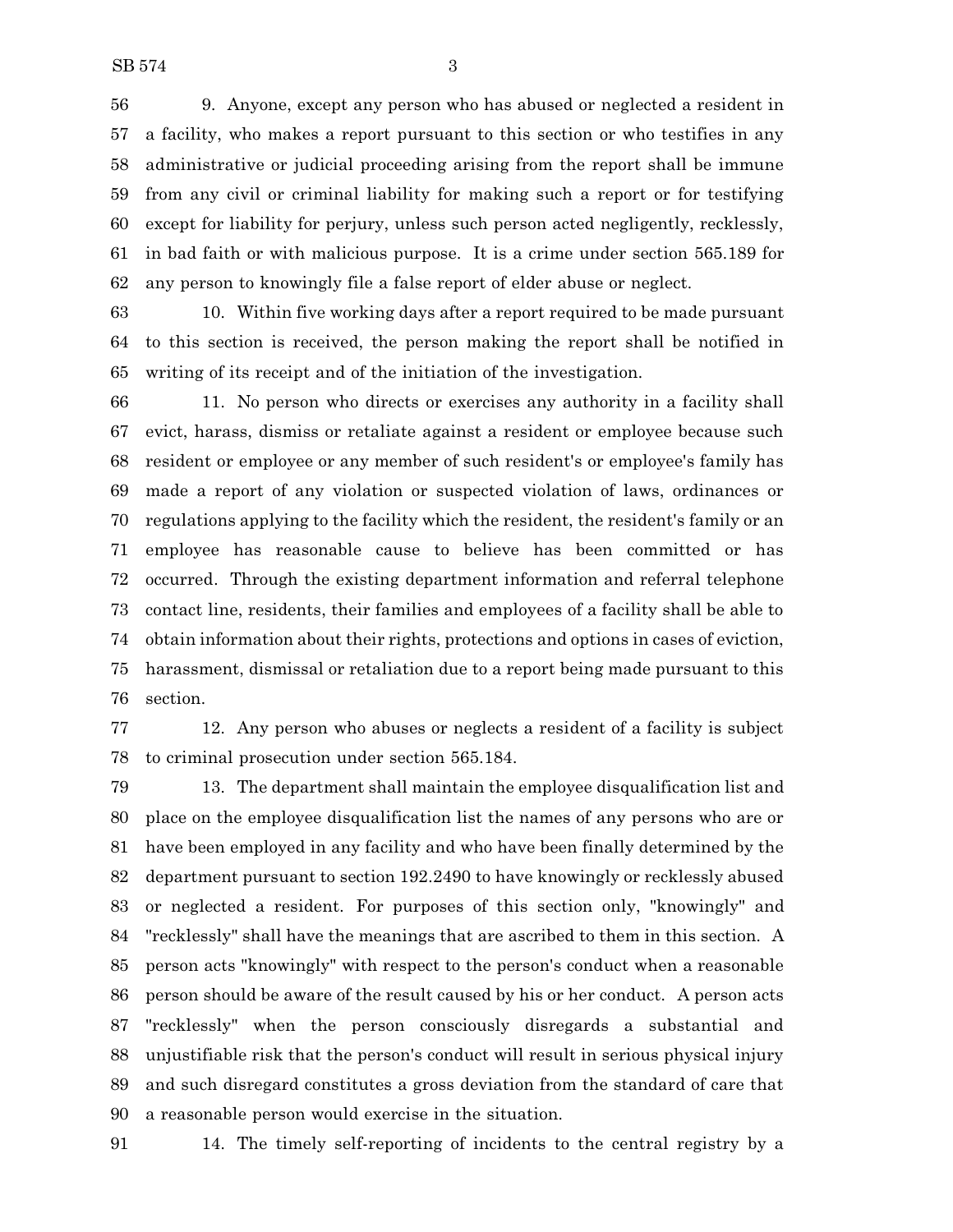9. Anyone, except any person who has abused or neglected a resident in a facility, who makes a report pursuant to this section or who testifies in any administrative or judicial proceeding arising from the report shall be immune from any civil or criminal liability for making such a report or for testifying except for liability for perjury, unless such person acted negligently, recklessly, in bad faith or with malicious purpose. It is a crime under section 565.189 for any person to knowingly file a false report of elder abuse or neglect.

10. Within five working days after a report required to be made pursuant to this section is received, the person making the report shall be notified in writing of its receipt and of the initiation of the investigation.

11. No person who directs or exercises any authority in a facility shall evict, harass, dismiss or retaliate against a resident or employee because such resident or employee or any member of such resident's or employee's family has made a report of any violation or suspected violation of laws, ordinances or regulations applying to the facility which the resident, the resident's family or an employee has reasonable cause to believe has been committed or has occurred. Through the existing department information and referral telephone contact line, residents, their families and employees of a facility shall be able to obtain information about their rights, protections and options in cases of eviction, harassment, dismissal or retaliation due to a report being made pursuant to this section.

12. Any person who abuses or neglects a resident of a facility is subject to criminal prosecution under section 565.184.

13. The department shall maintain the employee disqualification list and place on the employee disqualification list the names of any persons who are or have been employed in any facility and who have been finally determined by the department pursuant to section 192.2490 to have knowingly or recklessly abused or neglected a resident. For purposes of this section only, "knowingly" and "recklessly" shall have the meanings that are ascribed to them in this section. A person acts "knowingly" with respect to the person's conduct when a reasonable person should be aware of the result caused by his or her conduct. A person acts "recklessly" when the person consciously disregards a substantial and unjustifiable risk that the person's conduct will result in serious physical injury and such disregard constitutes a gross deviation from the standard of care that a reasonable person would exercise in the situation.

14. The timely self-reporting of incidents to the central registry by a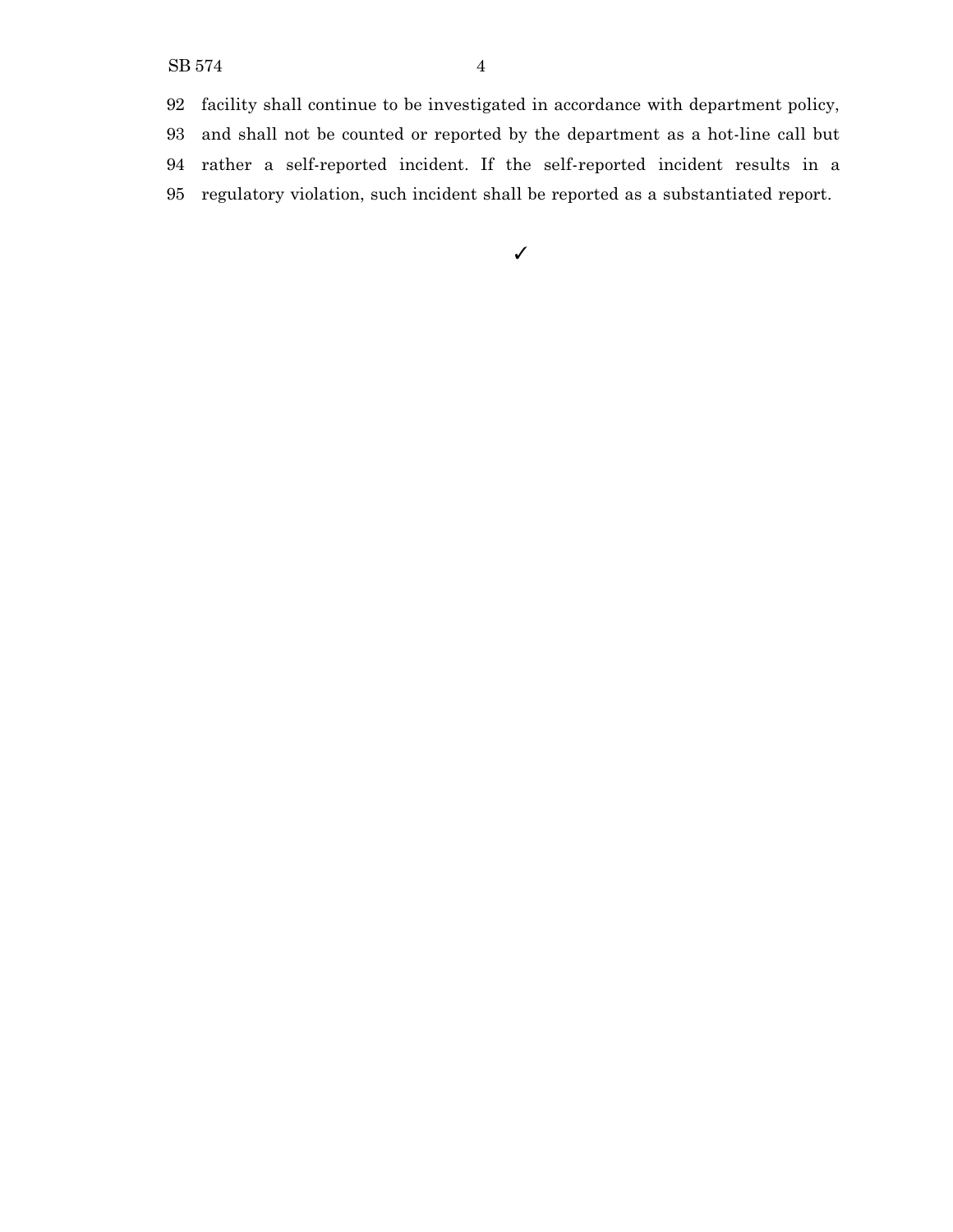92 facility shall continue to be investigated in accordance with department policy,
93 and shall not be counted or reported by the department as a hot-line call but
94 rather a self-reported incident. If the self-reported incident results in a
95 regulatory violation, such incident shall be reported as a substantiated report.

✓